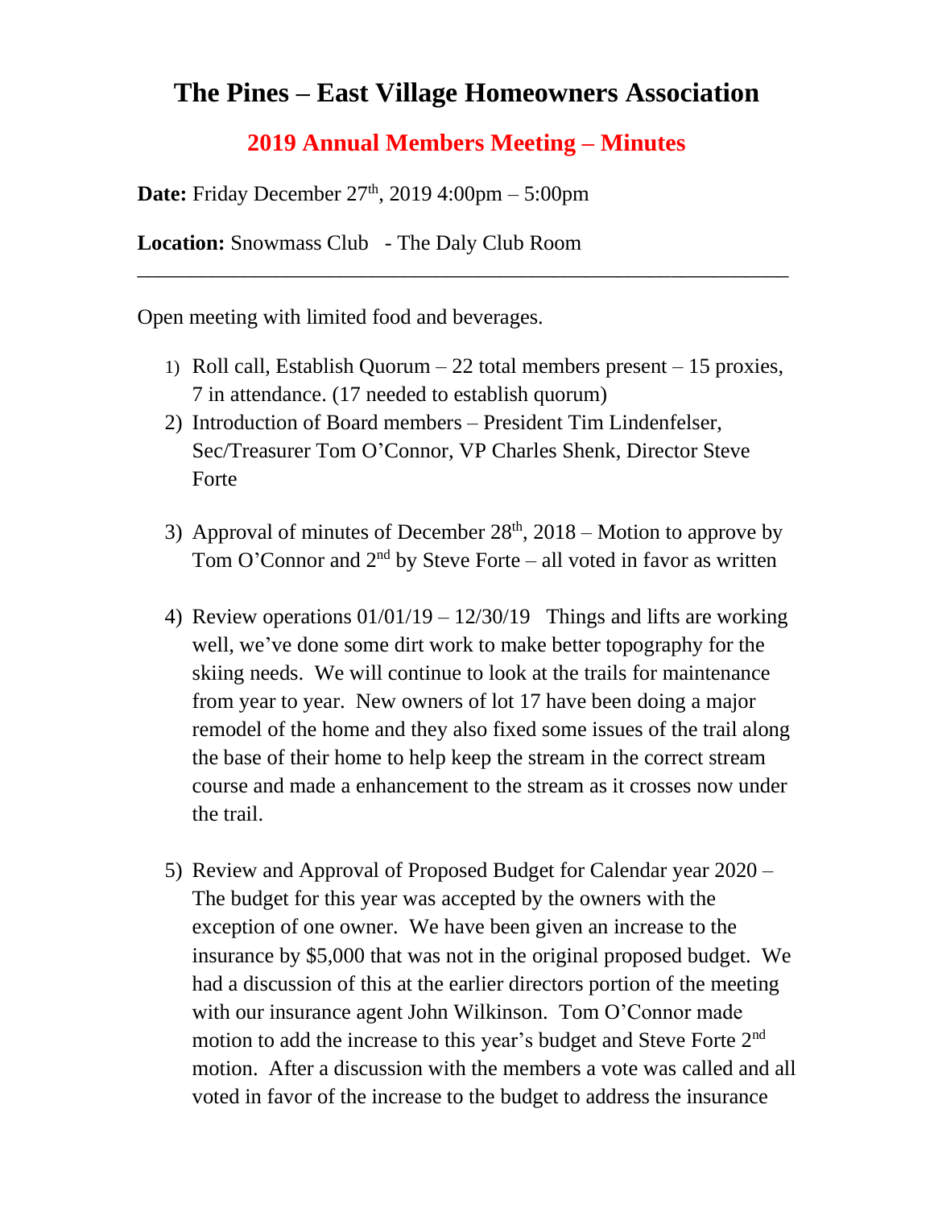# The Pines – East Village Homeowners Association

## 2019 Annual Members Meeting – Minutes

**Date:** Friday December 27th, 2019 4:00pm – 5:00pm

**Location:** Snowmass Club - The Daly Club Room

---

Open meeting with limited food and beverages.

1) Roll call, Establish Quorum – 22 total members present – 15 proxies, 7 in attendance. (17 needed to establish quorum)
2) Introduction of Board members – President Tim Lindenfelser, Sec/Treasurer Tom O'Connor, VP Charles Shenk, Director Steve Forte
3) Approval of minutes of December 28th, 2018 – Motion to approve by Tom O'Connor and 2nd by Steve Forte – all voted in favor as written
4) Review operations 01/01/19 – 12/30/19 Things and lifts are working well, we've done some dirt work to make better topography for the skiing needs. We will continue to look at the trails for maintenance from year to year. New owners of lot 17 have been doing a major remodel of the home and they also fixed some issues of the trail along the base of their home to help keep the stream in the correct stream course and made a enhancement to the stream as it crosses now under the trail.
5) Review and Approval of Proposed Budget for Calendar year 2020 – The budget for this year was accepted by the owners with the exception of one owner. We have been given an increase to the insurance by $5,000 that was not in the original proposed budget. We had a discussion of this at the earlier directors portion of the meeting with our insurance agent John Wilkinson. Tom O'Connor made motion to add the increase to this year's budget and Steve Forte 2nd motion. After a discussion with the members a vote was called and all voted in favor of the increase to the budget to address the insurance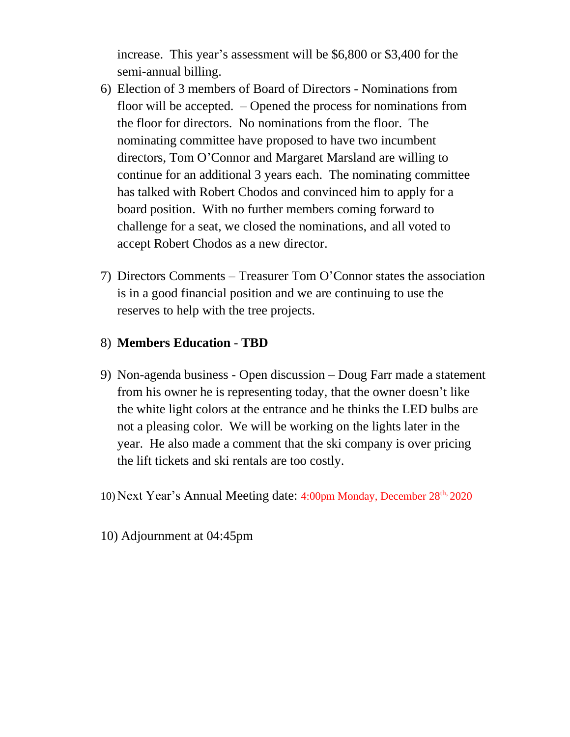increase. This year's assessment will be $6,800 or $3,400 for the semi-annual billing.

6) Election of 3 members of Board of Directors - Nominations from floor will be accepted. – Opened the process for nominations from the floor for directors. No nominations from the floor. The nominating committee have proposed to have two incumbent directors, Tom O'Connor and Margaret Marsland are willing to continue for an additional 3 years each. The nominating committee has talked with Robert Chodos and convinced him to apply for a board position. With no further members coming forward to challenge for a seat, we closed the nominations, and all voted to accept Robert Chodos as a new director.

7) Directors Comments – Treasurer Tom O'Connor states the association is in a good financial position and we are continuing to use the reserves to help with the tree projects.

8) **Members Education - TBD**

9) Non-agenda business - Open discussion – Doug Farr made a statement from his owner he is representing today, that the owner doesn't like the white light colors at the entrance and he thinks the LED bulbs are not a pleasing color. We will be working on the lights later in the year. He also made a comment that the ski company is over pricing the lift tickets and ski rentals are too costly.

10) Next Year's Annual Meeting date: 4:00pm Monday, December 28th, 2020

10) Adjournment at 04:45pm